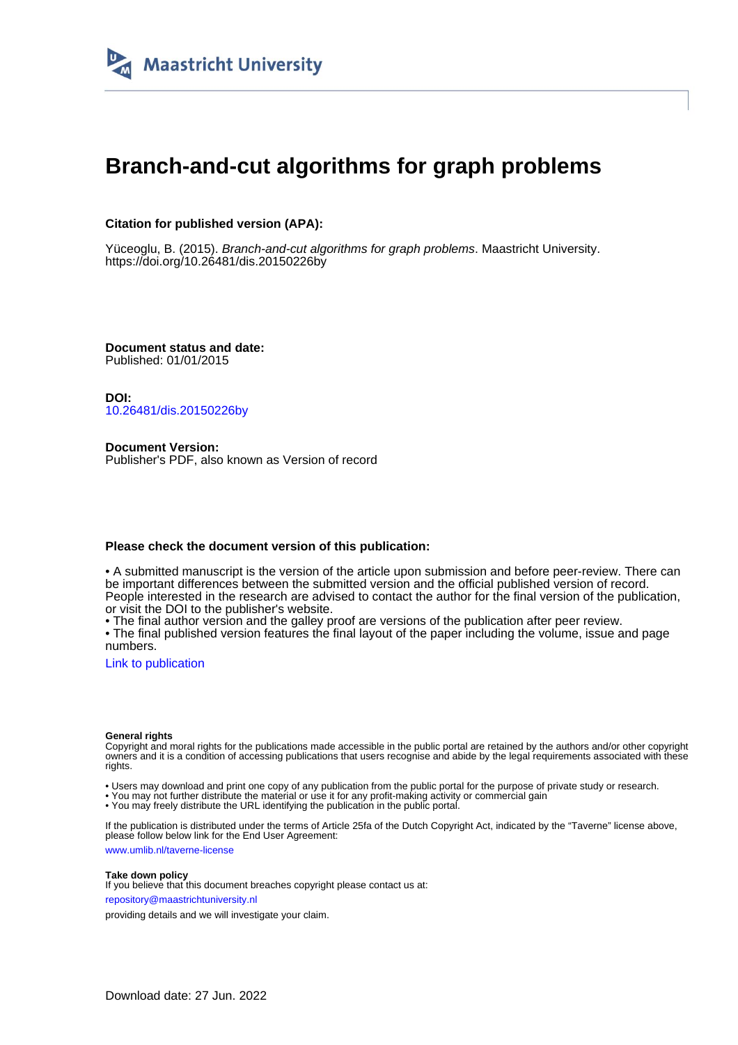Maastricht University

# Branch-and-cut algorithms for graph problems

**Citation for published version (APA):**

Yüceoglu, B. (2015). *Branch-and-cut algorithms for graph problems*. Maastricht University.
https://doi.org/10.26481/dis.20150226by

**Document status and date:**
Published: 01/01/2015

**DOI:**
10.26481/dis.20150226by

**Document Version:**
Publisher's PDF, also known as Version of record

**Please check the document version of this publication:**

• A submitted manuscript is the version of the article upon submission and before peer-review. There can be important differences between the submitted version and the official published version of record. People interested in the research are advised to contact the author for the final version of the publication, or visit the DOI to the publisher's website.
• The final author version and the galley proof are versions of the publication after peer review.
• The final published version features the final layout of the paper including the volume, issue and page numbers.

Link to publication

**General rights**
Copyright and moral rights for the publications made accessible in the public portal are retained by the authors and/or other copyright owners and it is a condition of accessing publications that users recognise and abide by the legal requirements associated with these rights.

• Users may download and print one copy of any publication from the public portal for the purpose of private study or research.
• You may not further distribute the material or use it for any profit-making activity or commercial gain
• You may freely distribute the URL identifying the publication in the public portal.

If the publication is distributed under the terms of Article 25fa of the Dutch Copyright Act, indicated by the "Taverne" license above, please follow below link for the End User Agreement:

www.umlib.nl/taverne-license

**Take down policy**
If you believe that this document breaches copyright please contact us at:

repository@maastrichtuniversity.nl

providing details and we will investigate your claim.

Download date: 27 Jun. 2022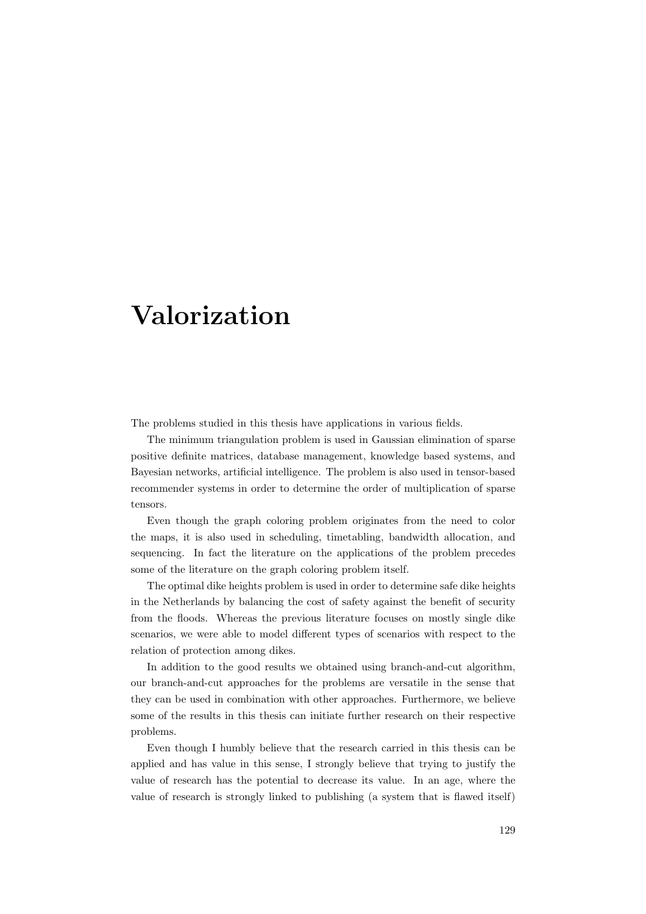# Valorization

The problems studied in this thesis have applications in various fields.

The minimum triangulation problem is used in Gaussian elimination of sparse positive definite matrices, database management, knowledge based systems, and Bayesian networks, artificial intelligence. The problem is also used in tensor-based recommender systems in order to determine the order of multiplication of sparse tensors.

Even though the graph coloring problem originates from the need to color the maps, it is also used in scheduling, timetabling, bandwidth allocation, and sequencing. In fact the literature on the applications of the problem precedes some of the literature on the graph coloring problem itself.

The optimal dike heights problem is used in order to determine safe dike heights in the Netherlands by balancing the cost of safety against the benefit of security from the floods. Whereas the previous literature focuses on mostly single dike scenarios, we were able to model different types of scenarios with respect to the relation of protection among dikes.

In addition to the good results we obtained using branch-and-cut algorithm, our branch-and-cut approaches for the problems are versatile in the sense that they can be used in combination with other approaches. Furthermore, we believe some of the results in this thesis can initiate further research on their respective problems.

Even though I humbly believe that the research carried in this thesis can be applied and has value in this sense, I strongly believe that trying to justify the value of research has the potential to decrease its value. In an age, where the value of research is strongly linked to publishing (a system that is flawed itself)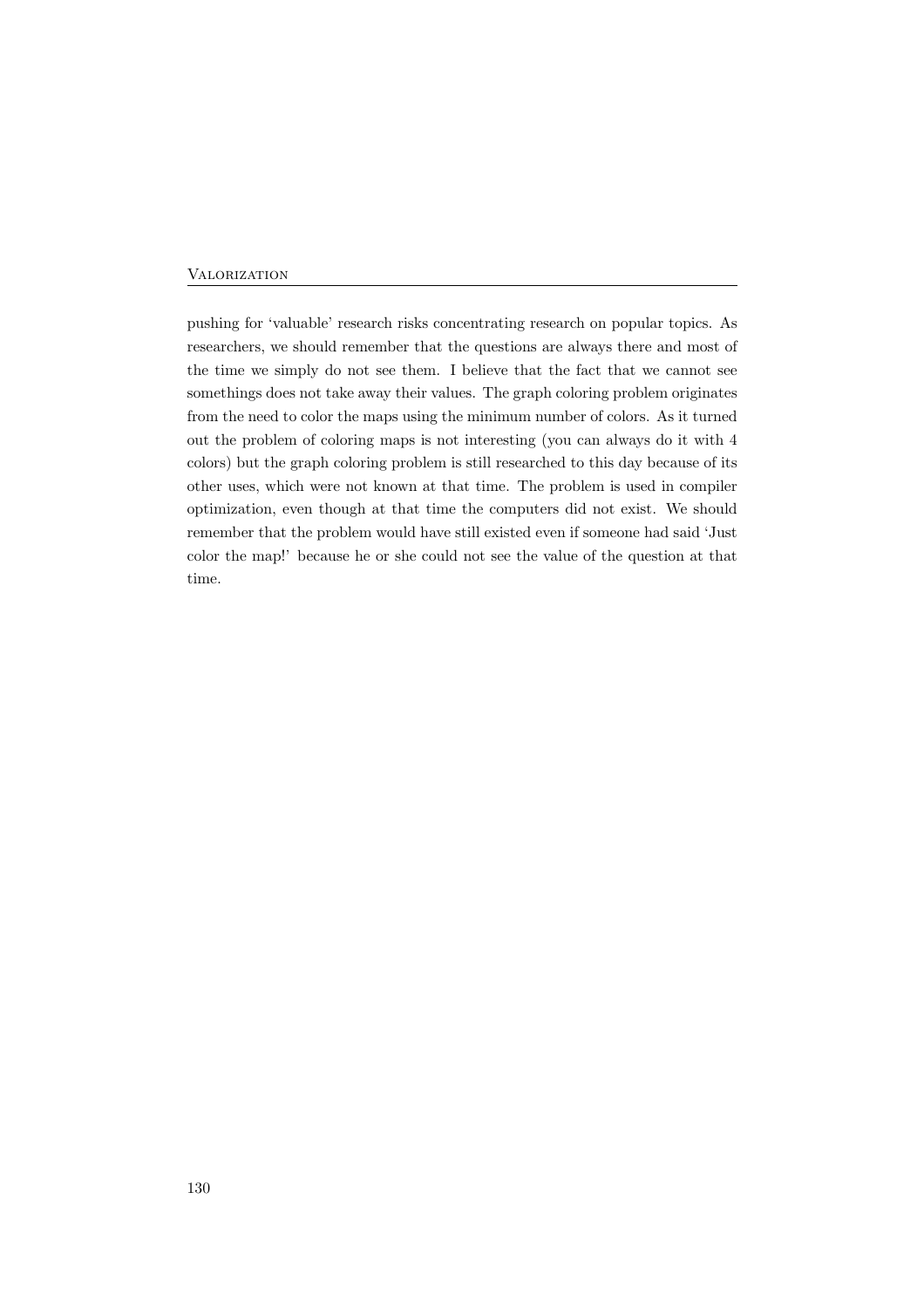pushing for 'valuable' research risks concentrating research on popular topics. As researchers, we should remember that the questions are always there and most of the time we simply do not see them. I believe that the fact that we cannot see somethings does not take away their values. The graph coloring problem originates from the need to color the maps using the minimum number of colors. As it turned out the problem of coloring maps is not interesting (you can always do it with 4 colors) but the graph coloring problem is still researched to this day because of its other uses, which were not known at that time. The problem is used in compiler optimization, even though at that time the computers did not exist. We should remember that the problem would have still existed even if someone had said 'Just color the map!' because he or she could not see the value of the question at that time.